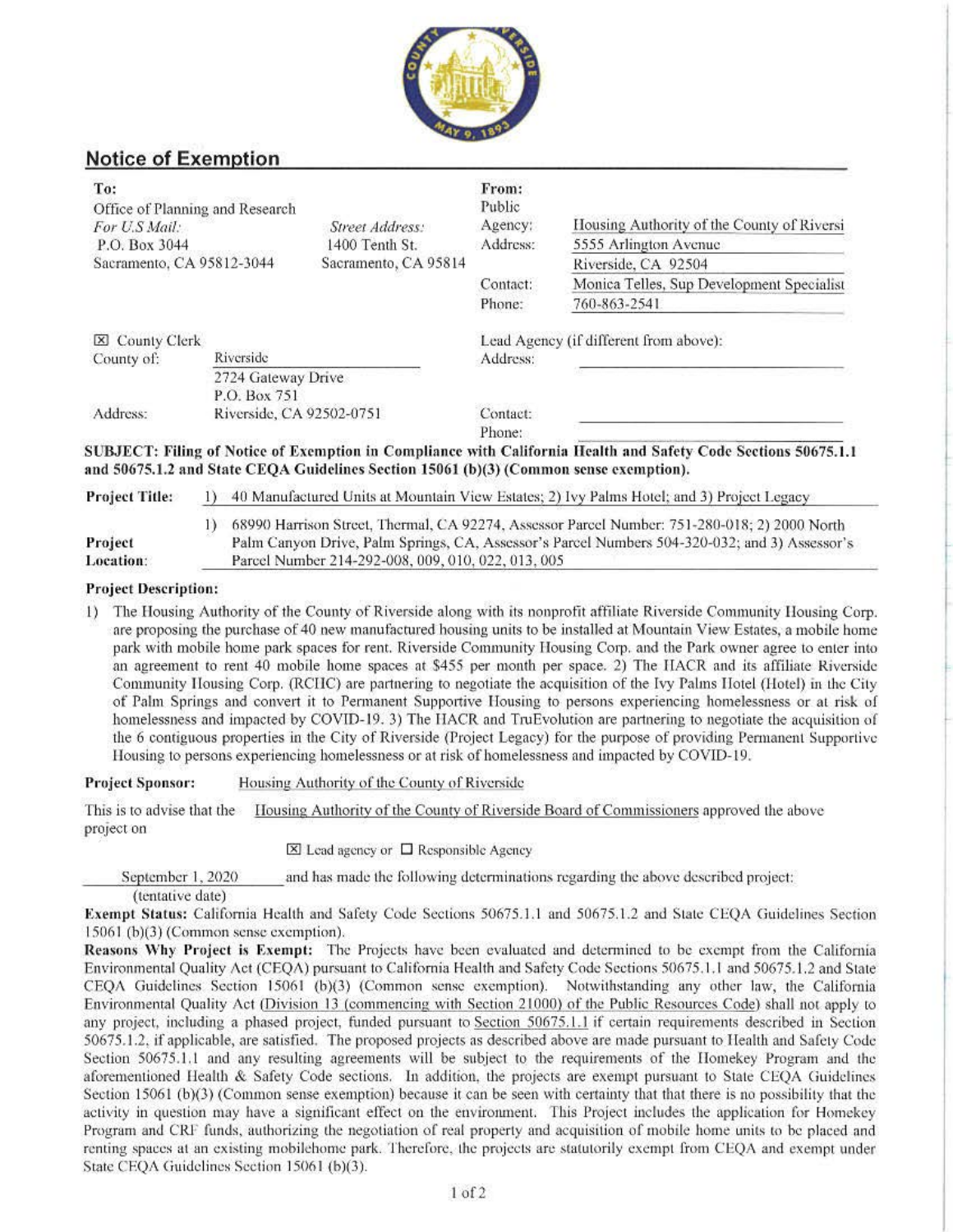## Notice of Exemption

**To:**
Office of Planning and Research
*For U.S Mail:* P.O. Box 3044, Sacramento, CA 95812-3044
*Street Address:* 1400 Tenth St., Sacramento, CA 95814

☒ County Clerk
County of: Riverside
Address: 2724 Gateway Drive, P.O. Box 751, Riverside, CA 92502-0751

**From:**
Public Agency: Housing Authority of the County of Riversi
Address: 5555 Arlington Avenue, Riverside, CA 92504
Contact: Monica Telles, Sup Development Specialist
Phone: 760-863-2541

Lead Agency (if different from above):
Address:
Contact:
Phone:

**SUBJECT: Filing of Notice of Exemption in Compliance with California Health and Safety Code Sections 50675.1.1 and 50675.1.2 and State CEQA Guidelines Section 15061 (b)(3) (Common sense exemption).**

**Project Title:** 1) 40 Manufactured Units at Mountain View Estates; 2) Ivy Palms Hotel; and 3) Project Legacy

**Project Location:** 1) 68990 Harrison Street, Thermal, CA 92274, Assessor Parcel Number: 751-280-018; 2) 2000 North Palm Canyon Drive, Palm Springs, CA, Assessor's Parcel Numbers 504-320-032; and 3) Assessor's Parcel Number 214-292-008, 009, 010, 022, 013, 005

**Project Description:**

1) The Housing Authority of the County of Riverside along with its nonprofit affiliate Riverside Community Housing Corp. are proposing the purchase of 40 new manufactured housing units to be installed at Mountain View Estates, a mobile home park with mobile home park spaces for rent. Riverside Community Housing Corp. and the Park owner agree to enter into an agreement to rent 40 mobile home spaces at $455 per month per space. 2) The HACR and its affiliate Riverside Community Housing Corp. (RCHC) are partnering to negotiate the acquisition of the Ivy Palms Hotel (Hotel) in the City of Palm Springs and convert it to Permanent Supportive Housing to persons experiencing homelessness or at risk of homelessness and impacted by COVID-19. 3) The HACR and TruEvolution are partnering to negotiate the acquisition of the 6 contiguous properties in the City of Riverside (Project Legacy) for the purpose of providing Permanent Supportive Housing to persons experiencing homelessness or at risk of homelessness and impacted by COVID-19.

**Project Sponsor:** Housing Authority of the County of Riverside

This is to advise that the Housing Authority of the County of Riverside Board of Commissioners approved the above project on

☒ Lead agency or ☐ Responsible Agency

September 1, 2020 (tentative date) and has made the following determinations regarding the above described project:

**Exempt Status:** California Health and Safety Code Sections 50675.1.1 and 50675.1.2 and State CEQA Guidelines Section 15061 (b)(3) (Common sense exemption).

**Reasons Why Project is Exempt:** The Projects have been evaluated and determined to be exempt from the California Environmental Quality Act (CEQA) pursuant to California Health and Safety Code Sections 50675.1.1 and 50675.1.2 and State CEQA Guidelines Section 15061 (b)(3) (Common sense exemption). Notwithstanding any other law, the California Environmental Quality Act (Division 13 (commencing with Section 21000) of the Public Resources Code) shall not apply to any project, including a phased project, funded pursuant to Section 50675.1.1 if certain requirements described in Section 50675.1.2, if applicable, are satisfied. The proposed projects as described above are made pursuant to Health and Safety Code Section 50675.1.1 and any resulting agreements will be subject to the requirements of the Homekey Program and the aforementioned Health & Safety Code sections. In addition, the projects are exempt pursuant to State CEQA Guidelines Section 15061 (b)(3) (Common sense exemption) because it can be seen with certainty that that there is no possibility that the activity in question may have a significant effect on the environment. This Project includes the application for Homekey Program and CRF funds, authorizing the negotiation of real property and acquisition of mobile home units to be placed and renting spaces at an existing mobilehome park. Therefore, the projects are statutorily exempt from CEQA and exempt under State CEQA Guidelines Section 15061 (b)(3).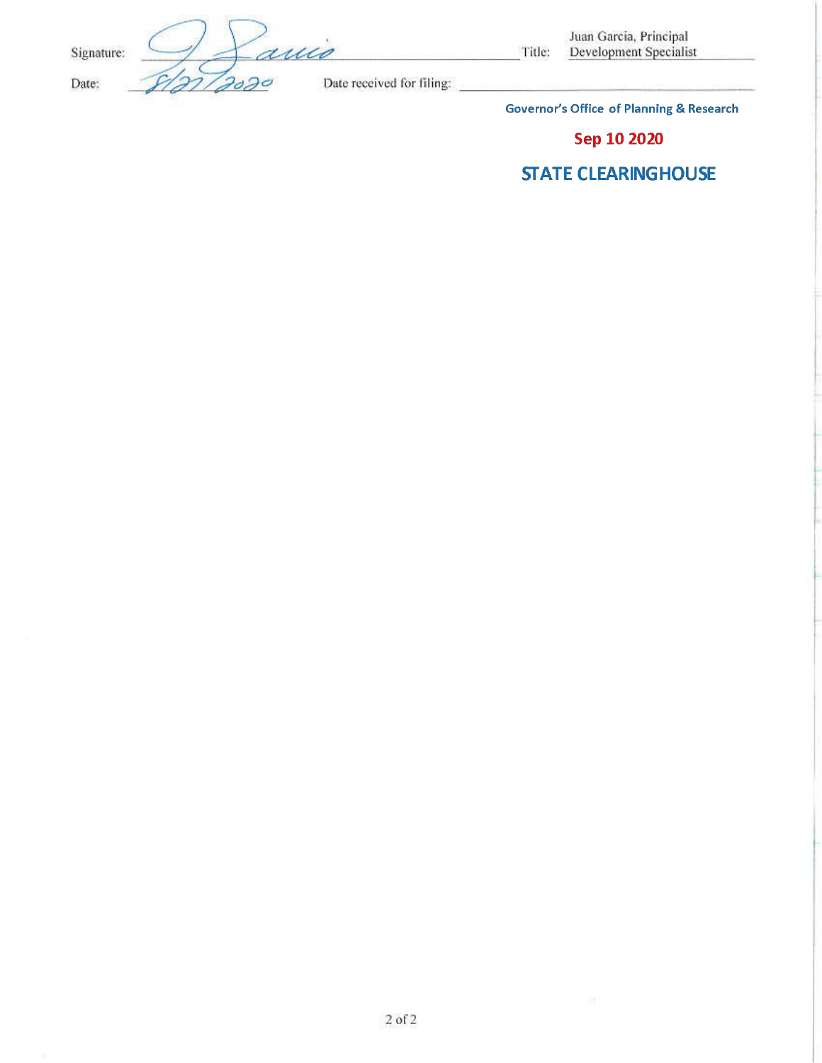Signature: *J. Garcia* Title: Juan Garcia, Principal Development Specialist

Date: 8/27/2020 Date received for filing:

Governor's Office of Planning & Research

**Sep 10 2020**

**STATE CLEARINGHOUSE**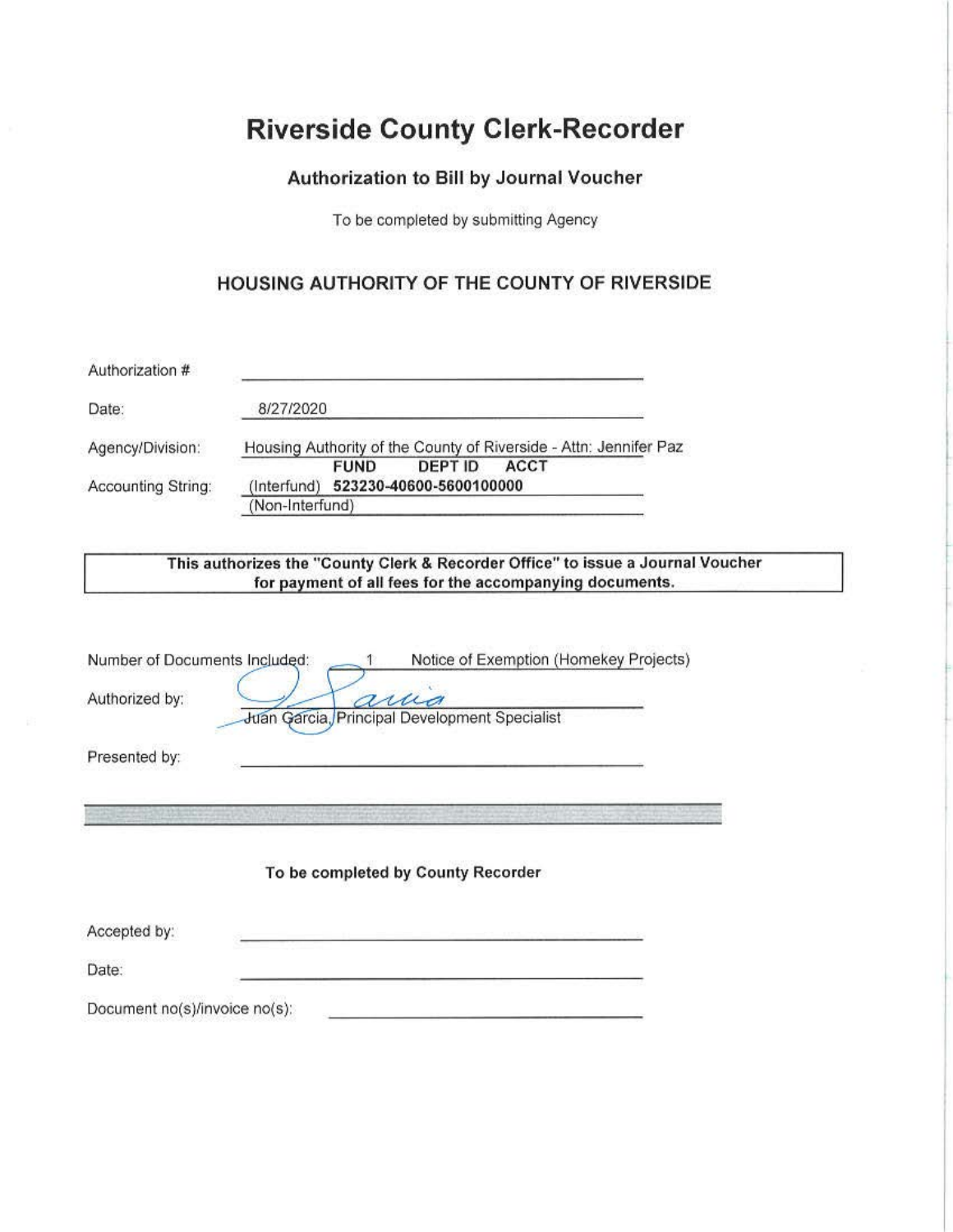# Riverside County Clerk-Recorder

## Authorization to Bill by Journal Voucher

To be completed by submitting Agency

### HOUSING AUTHORITY OF THE COUNTY OF RIVERSIDE

Authorization #: ______________________

Date: 8/27/2020

Agency/Division: Housing Authority of the County of Riversidе - Attn: Jennifer Paz

Accounting String:

| | FUND | DEPT ID | ACCT |
|---|---|---|---|
| (Interfund) | **523230-40600-5600100000** | | |
| (Non-Interfund) | | | |

**This authorizes the "County Clerk & Recorder Office" to issue a Journal Voucher for payment of all fees for the accompanying documents.**

Number of Documents Included: 1 Notice of Exemption (Homekey Projects)

Authorized by: J. Garcia
Juan Garcia, Principal Development Specialist

Presented by: ______________________

---

**To be completed by County Recorder**

Accepted by: ______________________

Date: ______________________

Document no(s)/invoice no(s): ______________________